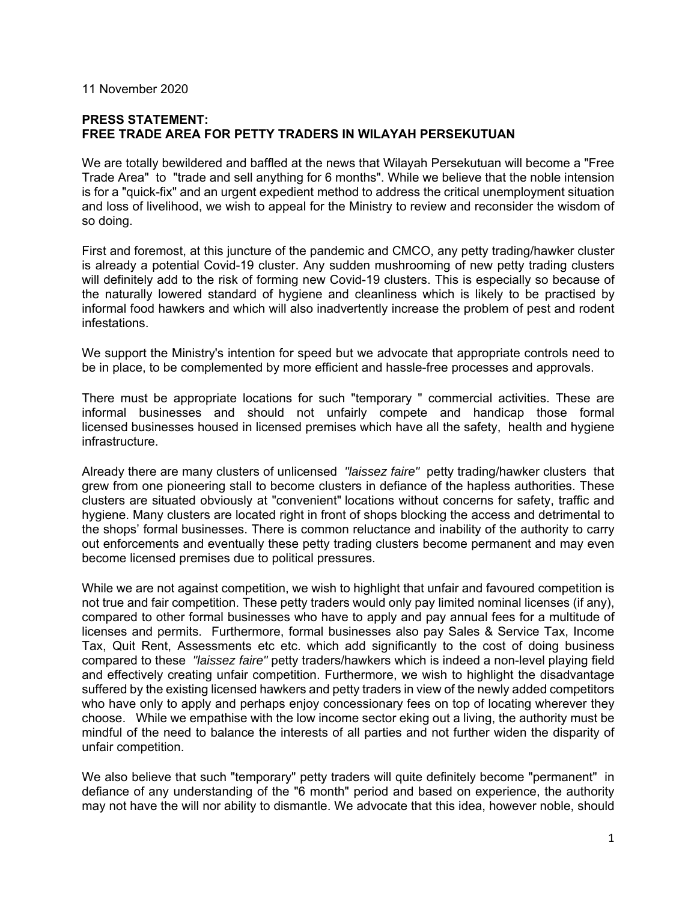11 November 2020

**PRESS STATEMENT:**
**FREE TRADE AREA FOR PETTY TRADERS IN WILAYAH PERSEKUTUAN**

We are totally bewildered and baffled at the news that Wilayah Persekutuan will become a "Free Trade Area" to "trade and sell anything for 6 months". While we believe that the noble intension is for a "quick-fix" and an urgent expedient method to address the critical unemployment situation and loss of livelihood, we wish to appeal for the Ministry to review and reconsider the wisdom of so doing.

First and foremost, at this juncture of the pandemic and CMCO, any petty trading/hawker cluster is already a potential Covid-19 cluster. Any sudden mushrooming of new petty trading clusters will definitely add to the risk of forming new Covid-19 clusters. This is especially so because of the naturally lowered standard of hygiene and cleanliness which is likely to be practised by informal food hawkers and which will also inadvertently increase the problem of pest and rodent infestations.

We support the Ministry's intention for speed but we advocate that appropriate controls need to be in place, to be complemented by more efficient and hassle-free processes and approvals.

There must be appropriate locations for such "temporary " commercial activities. These are informal businesses and should not unfairly compete and handicap those formal licensed businesses housed in licensed premises which have all the safety, health and hygiene infrastructure.

Already there are many clusters of unlicensed *"laissez faire"* petty trading/hawker clusters that grew from one pioneering stall to become clusters in defiance of the hapless authorities. These clusters are situated obviously at "convenient" locations without concerns for safety, traffic and hygiene. Many clusters are located right in front of shops blocking the access and detrimental to the shops' formal businesses. There is common reluctance and inability of the authority to carry out enforcements and eventually these petty trading clusters become permanent and may even become licensed premises due to political pressures.

While we are not against competition, we wish to highlight that unfair and favoured competition is not true and fair competition. These petty traders would only pay limited nominal licenses (if any), compared to other formal businesses who have to apply and pay annual fees for a multitude of licenses and permits. Furthermore, formal businesses also pay Sales & Service Tax, Income Tax, Quit Rent, Assessments etc etc. which add significantly to the cost of doing business compared to these *"laissez faire"* petty traders/hawkers which is indeed a non-level playing field and effectively creating unfair competition. Furthermore, we wish to highlight the disadvantage suffered by the existing licensed hawkers and petty traders in view of the newly added competitors who have only to apply and perhaps enjoy concessionary fees on top of locating wherever they choose. While we empathise with the low income sector eking out a living, the authority must be mindful of the need to balance the interests of all parties and not further widen the disparity of unfair competition.

We also believe that such "temporary" petty traders will quite definitely become "permanent" in defiance of any understanding of the "6 month" period and based on experience, the authority may not have the will nor ability to dismantle. We advocate that this idea, however noble, should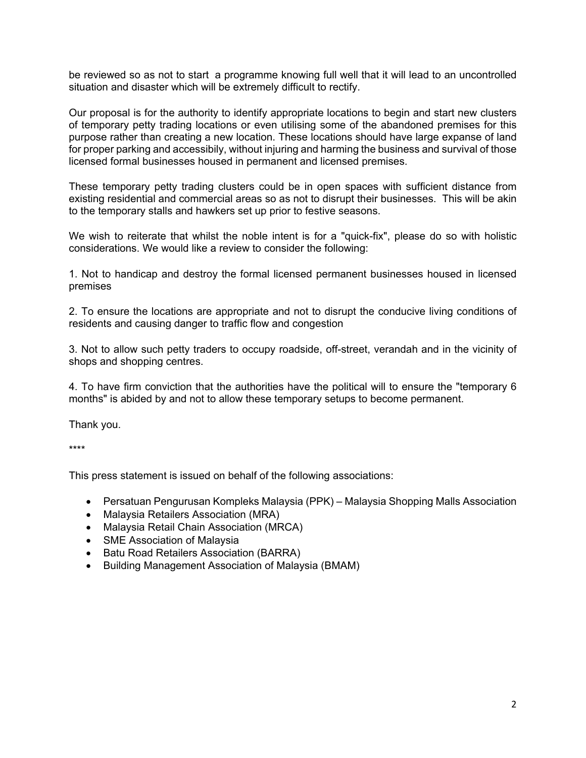be reviewed so as not to start a programme knowing full well that it will lead to an uncontrolled situation and disaster which will be extremely difficult to rectify.

Our proposal is for the authority to identify appropriate locations to begin and start new clusters of temporary petty trading locations or even utilising some of the abandoned premises for this purpose rather than creating a new location. These locations should have large expanse of land for proper parking and accessibily, without injuring and harming the business and survival of those licensed formal businesses housed in permanent and licensed premises.

These temporary petty trading clusters could be in open spaces with sufficient distance from existing residential and commercial areas so as not to disrupt their businesses. This will be akin to the temporary stalls and hawkers set up prior to festive seasons.

We wish to reiterate that whilst the noble intent is for a "quick-fix", please do so with holistic considerations. We would like a review to consider the following:

1. Not to handicap and destroy the formal licensed permanent businesses housed in licensed premises

2. To ensure the locations are appropriate and not to disrupt the conducive living conditions of residents and causing danger to traffic flow and congestion

3. Not to allow such petty traders to occupy roadside, off-street, verandah and in the vicinity of shops and shopping centres.

4. To have firm conviction that the authorities have the political will to ensure the "temporary 6 months" is abided by and not to allow these temporary setups to become permanent.

Thank you.

****

This press statement is issued on behalf of the following associations:

- Persatuan Pengurusan Kompleks Malaysia (PPK) – Malaysia Shopping Malls Association
- Malaysia Retailers Association (MRA)
- Malaysia Retail Chain Association (MRCA)
- SME Association of Malaysia
- Batu Road Retailers Association (BARRA)
- Building Management Association of Malaysia (BMAM)